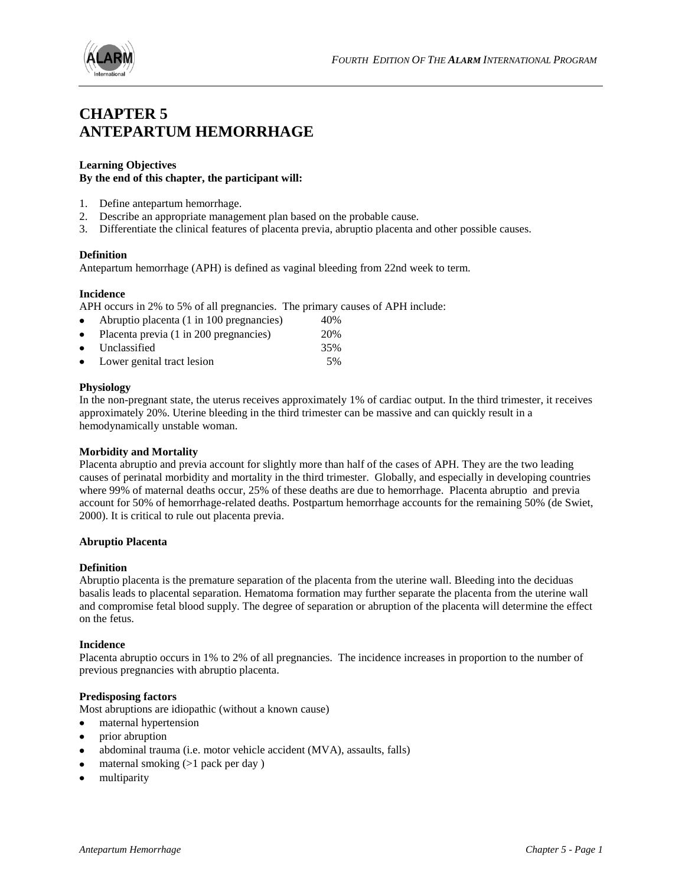# CHAPTER 5
# ANTEPARTUM HEMORRHAGE

**Learning Objectives**
**By the end of this chapter, the participant will:**

1. Define antepartum hemorrhage.
2. Describe an appropriate management plan based on the probable cause.
3. Differentiate the clinical features of placenta previa, abruptio placenta and other possible causes.

**Definition**
Antepartum hemorrhage (APH) is defined as vaginal bleeding from 22nd week to term.

**Incidence**
APH occurs in 2% to 5% of all pregnancies. The primary causes of APH include:

- Abruptio placenta (1 in 100 pregnancies) 40%
- Placenta previa (1 in 200 pregnancies) 20%
- Unclassified 35%
- Lower genital tract lesion 5%

**Physiology**
In the non-pregnant state, the uterus receives approximately 1% of cardiac output. In the third trimester, it receives approximately 20%. Uterine bleeding in the third trimester can be massive and can quickly result in a hemodynamically unstable woman.

**Morbidity and Mortality**
Placenta abruptio and previa account for slightly more than half of the cases of APH. They are the two leading causes of perinatal morbidity and mortality in the third trimester. Globally, and especially in developing countries where 99% of maternal deaths occur, 25% of these deaths are due to hemorrhage. Placenta abruptio and previa account for 50% of hemorrhage-related deaths. Postpartum hemorrhage accounts for the remaining 50% (de Swiet, 2000). It is critical to rule out placenta previa.

**Abruptio Placenta**

**Definition**
Abruptio placenta is the premature separation of the placenta from the uterine wall. Bleeding into the deciduas basalis leads to placental separation. Hematoma formation may further separate the placenta from the uterine wall and compromise fetal blood supply. The degree of separation or abruption of the placenta will determine the effect on the fetus.

**Incidence**
Placenta abruptio occurs in 1% to 2% of all pregnancies. The incidence increases in proportion to the number of previous pregnancies with abruptio placenta.

**Predisposing factors**
Most abruptions are idiopathic (without a known cause)

- maternal hypertension
- prior abruption
- abdominal trauma (i.e. motor vehicle accident (MVA), assaults, falls)
- maternal smoking (>1 pack per day )
- multiparity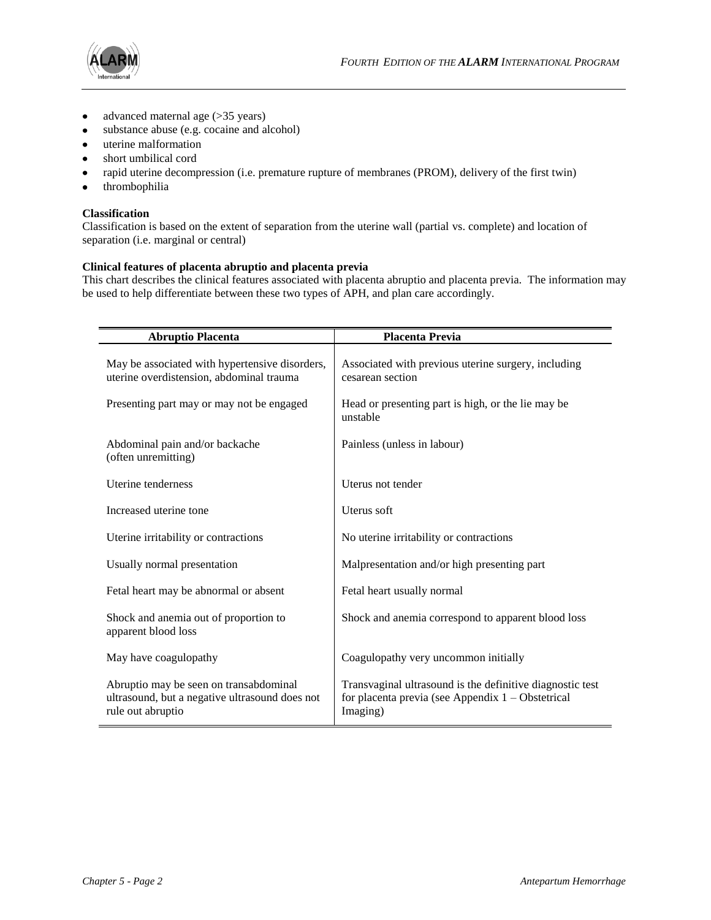- advanced maternal age (>35 years)
- substance abuse (e.g. cocaine and alcohol)
- uterine malformation
- short umbilical cord
- rapid uterine decompression (i.e. premature rupture of membranes (PROM), delivery of the first twin)
- thrombophilia

**Classification**

Classification is based on the extent of separation from the uterine wall (partial vs. complete) and location of separation (i.e. marginal or central)

**Clinical features of placenta abruptio and placenta previa**

This chart describes the clinical features associated with placenta abruptio and placenta previa. The information may be used to help differentiate between these two types of APH, and plan care accordingly.

| Abruptio Placenta | Placenta Previa |
|---|---|
| May be associated with hypertensive disorders, uterine overdistension, abdominal trauma | Associated with previous uterine surgery, including cesarean section |
| Presenting part may or may not be engaged | Head or presenting part is high, or the lie may be unstable |
| Abdominal pain and/or backache (often unremitting) | Painless (unless in labour) |
| Uterine tenderness | Uterus not tender |
| Increased uterine tone | Uterus soft |
| Uterine irritability or contractions | No uterine irritability or contractions |
| Usually normal presentation | Malpresentation and/or high presenting part |
| Fetal heart may be abnormal or absent | Fetal heart usually normal |
| Shock and anemia out of proportion to apparent blood loss | Shock and anemia correspond to apparent blood loss |
| May have coagulopathy | Coagulopathy very uncommon initially |
| Abruptio may be seen on transabdominal ultrasound, but a negative ultrasound does not rule out abruptio | Transvaginal ultrasound is the definitive diagnostic test for placenta previa (see Appendix 1 – Obstetrical Imaging) |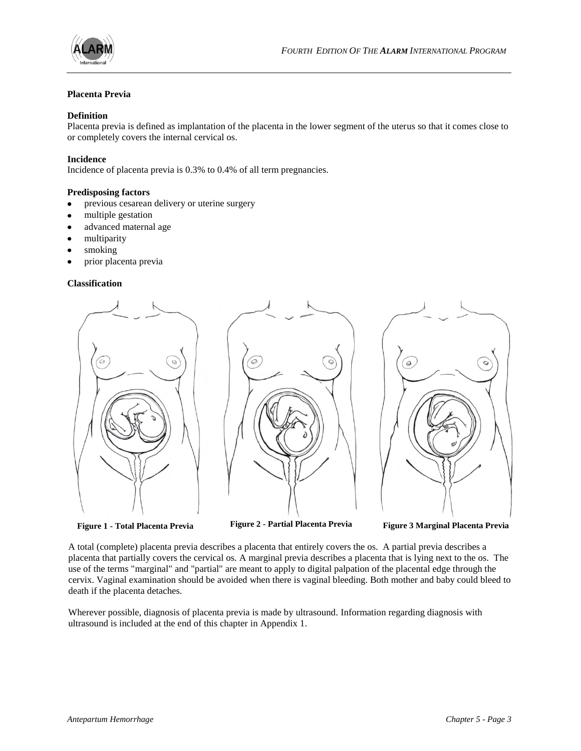## Placenta Previa

### Definition

Placenta previa is defined as implantation of the placenta in the lower segment of the uterus so that it comes close to or completely covers the internal cervical os.

### Incidence

Incidence of placenta previa is 0.3% to 0.4% of all term pregnancies.

### Predisposing factors

- previous cesarean delivery or uterine surgery
- multiple gestation
- advanced maternal age
- multiparity
- smoking
- prior placenta previa

### Classification

**Figure 1 - Total Placenta Previa**

**Figure 2 - Partial Placenta Previa**

**Figure 3 Marginal Placenta Previa**

A total (complete) placenta previa describes a placenta that entirely covers the os. A partial previa describes a placenta that partially covers the cervical os. A marginal previa describes a placenta that is lying next to the os. The use of the terms "marginal" and "partial" are meant to apply to digital palpation of the placental edge through the cervix. Vaginal examination should be avoided when there is vaginal bleeding. Both mother and baby could bleed to death if the placenta detaches.

Wherever possible, diagnosis of placenta previa is made by ultrasound. Information regarding diagnosis with ultrasound is included at the end of this chapter in Appendix 1.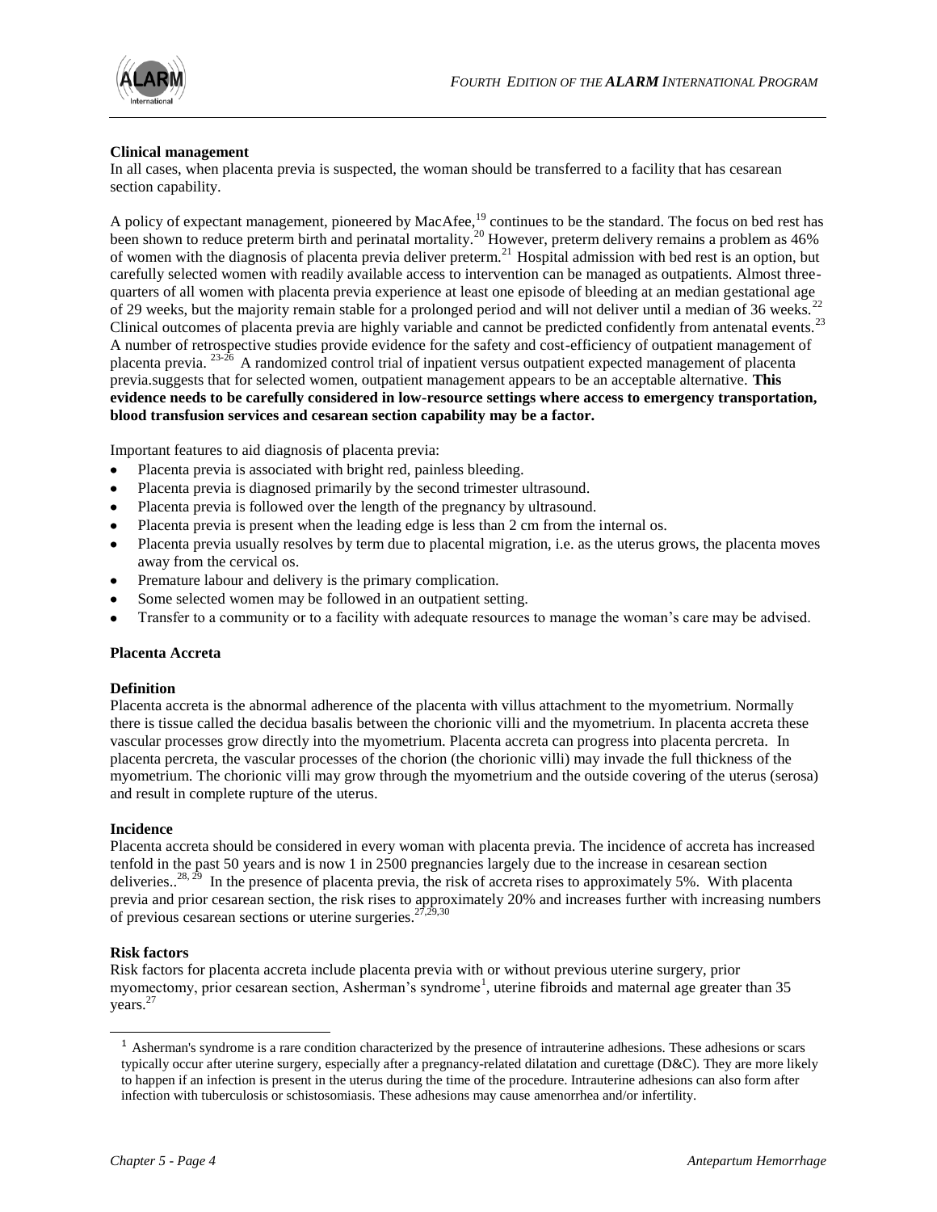### Clinical management

In all cases, when placenta previa is suspected, the woman should be transferred to a facility that has cesarean section capability.

A policy of expectant management, pioneered by MacAfee,[19] continues to be the standard. The focus on bed rest has been shown to reduce preterm birth and perinatal mortality.[20] However, preterm delivery remains a problem as 46% of women with the diagnosis of placenta previa deliver preterm.[21] Hospital admission with bed rest is an option, but carefully selected women with readily available access to intervention can be managed as outpatients. Almost three-quarters of all women with placenta previa experience at least one episode of bleeding at an median gestational age of 29 weeks, but the majority remain stable for a prolonged period and will not deliver until a median of 36 weeks.[22] Clinical outcomes of placenta previa are highly variable and cannot be predicted confidently from antenatal events.[23] A number of retrospective studies provide evidence for the safety and cost-efficiency of outpatient management of placenta previa. [23-26] A randomized control trial of inpatient versus outpatient expected management of placenta previa.suggests that for selected women, outpatient management appears to be an acceptable alternative. **This evidence needs to be carefully considered in low-resource settings where access to emergency transportation, blood transfusion services and cesarean section capability may be a factor.**

Important features to aid diagnosis of placenta previa:

- Placenta previa is associated with bright red, painless bleeding.
- Placenta previa is diagnosed primarily by the second trimester ultrasound.
- Placenta previa is followed over the length of the pregnancy by ultrasound.
- Placenta previa is present when the leading edge is less than 2 cm from the internal os.
- Placenta previa usually resolves by term due to placental migration, i.e. as the uterus grows, the placenta moves away from the cervical os.
- Premature labour and delivery is the primary complication.
- Some selected women may be followed in an outpatient setting.
- Transfer to a community or to a facility with adequate resources to manage the woman's care may be advised.

## Placenta Accreta

### Definition

Placenta accreta is the abnormal adherence of the placenta with villus attachment to the myometrium. Normally there is tissue called the decidua basalis between the chorionic villi and the myometrium. In placenta accreta these vascular processes grow directly into the myometrium. Placenta accreta can progress into placenta percreta. In placenta percreta, the vascular processes of the chorion (the chorionic villi) may invade the full thickness of the myometrium. The chorionic villi may grow through the myometrium and the outside covering of the uterus (serosa) and result in complete rupture of the uterus.

### Incidence

Placenta accreta should be considered in every woman with placenta previa. The incidence of accreta has increased tenfold in the past 50 years and is now 1 in 2500 pregnancies largely due to the increase in cesarean section deliveries..[28, 29] In the presence of placenta previa, the risk of accreta rises to approximately 5%. With placenta previa and prior cesarean section, the risk rises to approximately 20% and increases further with increasing numbers of previous cesarean sections or uterine surgeries.[27,29,30]

### Risk factors

Risk factors for placenta accreta include placenta previa with or without previous uterine surgery, prior myomectomy, prior cesarean section, Asherman's syndrome[1], uterine fibroids and maternal age greater than 35 years.[27]

[1] Asherman's syndrome is a rare condition characterized by the presence of intrauterine adhesions. These adhesions or scars typically occur after uterine surgery, especially after a pregnancy-related dilatation and curettage (D&C). They are more likely to happen if an infection is present in the uterus during the time of the procedure. Intrauterine adhesions can also form after infection with tuberculosis or schistosomiasis. These adhesions may cause amenorrhea and/or infertility.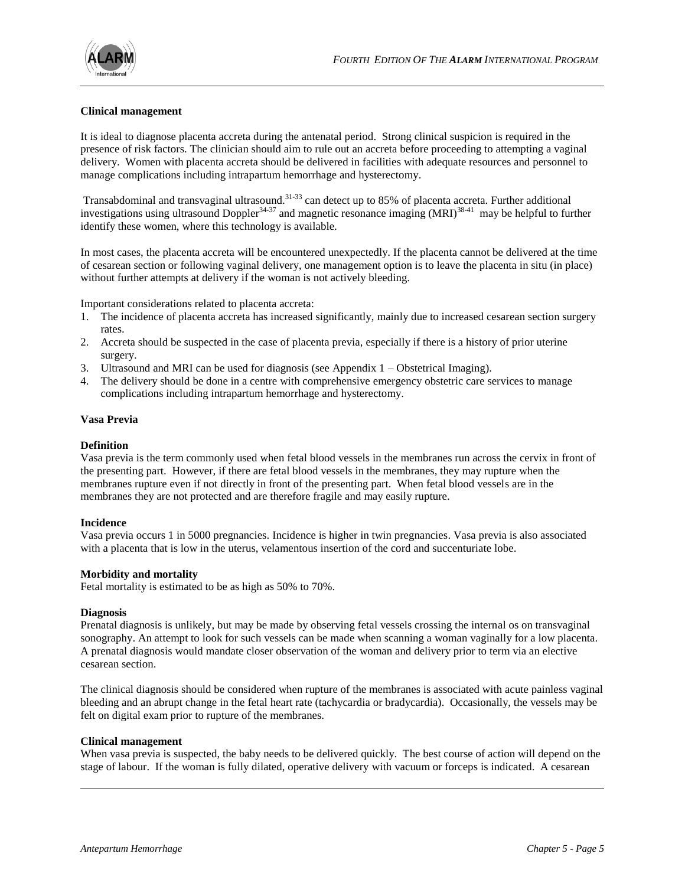**Clinical management**

It is ideal to diagnose placenta accreta during the antenatal period. Strong clinical suspicion is required in the presence of risk factors. The clinician should aim to rule out an accreta before proceeding to attempting a vaginal delivery. Women with placenta accreta should be delivered in facilities with adequate resources and personnel to manage complications including intrapartum hemorrhage and hysterectomy.

Transabdominal and transvaginal ultrasound.[31-33] can detect up to 85% of placenta accreta. Further additional investigations using ultrasound Doppler[34-37] and magnetic resonance imaging (MRI)[38-41] may be helpful to further identify these women, where this technology is available.

In most cases, the placenta accreta will be encountered unexpectedly. If the placenta cannot be delivered at the time of cesarean section or following vaginal delivery, one management option is to leave the placenta in situ (in place) without further attempts at delivery if the woman is not actively bleeding.

Important considerations related to placenta accreta:

1. The incidence of placenta accreta has increased significantly, mainly due to increased cesarean section surgery rates.
2. Accreta should be suspected in the case of placenta previa, especially if there is a history of prior uterine surgery.
3. Ultrasound and MRI can be used for diagnosis (see Appendix 1 – Obstetrical Imaging).
4. The delivery should be done in a centre with comprehensive emergency obstetric care services to manage complications including intrapartum hemorrhage and hysterectomy.

## Vasa Previa

**Definition**

Vasa previa is the term commonly used when fetal blood vessels in the membranes run across the cervix in front of the presenting part. However, if there are fetal blood vessels in the membranes, they may rupture when the membranes rupture even if not directly in front of the presenting part. When fetal blood vessels are in the membranes they are not protected and are therefore fragile and may easily rupture.

**Incidence**

Vasa previa occurs 1 in 5000 pregnancies. Incidence is higher in twin pregnancies. Vasa previa is also associated with a placenta that is low in the uterus, velamentous insertion of the cord and succenturiate lobe.

**Morbidity and mortality**

Fetal mortality is estimated to be as high as 50% to 70%.

**Diagnosis**

Prenatal diagnosis is unlikely, but may be made by observing fetal vessels crossing the internal os on transvaginal sonography. An attempt to look for such vessels can be made when scanning a woman vaginally for a low placenta. A prenatal diagnosis would mandate closer observation of the woman and delivery prior to term via an elective cesarean section.

The clinical diagnosis should be considered when rupture of the membranes is associated with acute painless vaginal bleeding and an abrupt change in the fetal heart rate (tachycardia or bradycardia). Occasionally, the vessels may be felt on digital exam prior to rupture of the membranes.

**Clinical management**

When vasa previa is suspected, the baby needs to be delivered quickly. The best course of action will depend on the stage of labour. If the woman is fully dilated, operative delivery with vacuum or forceps is indicated. A cesarean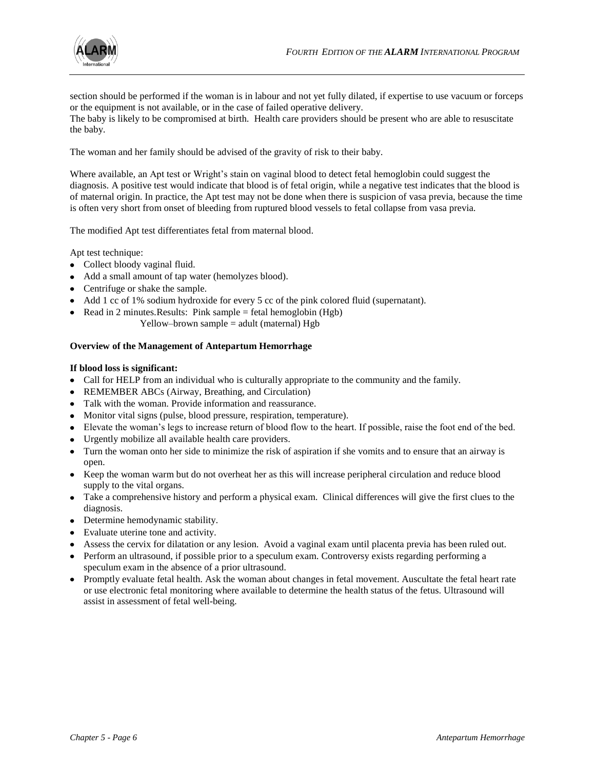section should be performed if the woman is in labour and not yet fully dilated, if expertise to use vacuum or forceps or the equipment is not available, or in the case of failed operative delivery.
The baby is likely to be compromised at birth. Health care providers should be present who are able to resuscitate the baby.

The woman and her family should be advised of the gravity of risk to their baby.

Where available, an Apt test or Wright's stain on vaginal blood to detect fetal hemoglobin could suggest the diagnosis. A positive test would indicate that blood is of fetal origin, while a negative test indicates that the blood is of maternal origin. In practice, the Apt test may not be done when there is suspicion of vasa previa, because the time is often very short from onset of bleeding from ruptured blood vessels to fetal collapse from vasa previa.

The modified Apt test differentiates fetal from maternal blood.

Apt test technique:

- Collect bloody vaginal fluid.
- Add a small amount of tap water (hemolyzes blood).
- Centrifuge or shake the sample.
- Add 1 cc of 1% sodium hydroxide for every 5 cc of the pink colored fluid (supernatant).
- Read in 2 minutes.Results: Pink sample = fetal hemoglobin (Hgb)
  Yellow–brown sample = adult (maternal) Hgb

**Overview of the Management of Antepartum Hemorrhage**

**If blood loss is significant:**

- Call for HELP from an individual who is culturally appropriate to the community and the family.
- REMEMBER ABCs (Airway, Breathing, and Circulation)
- Talk with the woman. Provide information and reassurance.
- Monitor vital signs (pulse, blood pressure, respiration, temperature).
- Elevate the woman's legs to increase return of blood flow to the heart. If possible, raise the foot end of the bed.
- Urgently mobilize all available health care providers.
- Turn the woman onto her side to minimize the risk of aspiration if she vomits and to ensure that an airway is open.
- Keep the woman warm but do not overheat her as this will increase peripheral circulation and reduce blood supply to the vital organs.
- Take a comprehensive history and perform a physical exam. Clinical differences will give the first clues to the diagnosis.
- Determine hemodynamic stability.
- Evaluate uterine tone and activity.
- Assess the cervix for dilatation or any lesion. Avoid a vaginal exam until placenta previa has been ruled out.
- Perform an ultrasound, if possible prior to a speculum exam. Controversy exists regarding performing a speculum exam in the absence of a prior ultrasound.
- Promptly evaluate fetal health. Ask the woman about changes in fetal movement. Auscultate the fetal heart rate or use electronic fetal monitoring where available to determine the health status of the fetus. Ultrasound will assist in assessment of fetal well-being.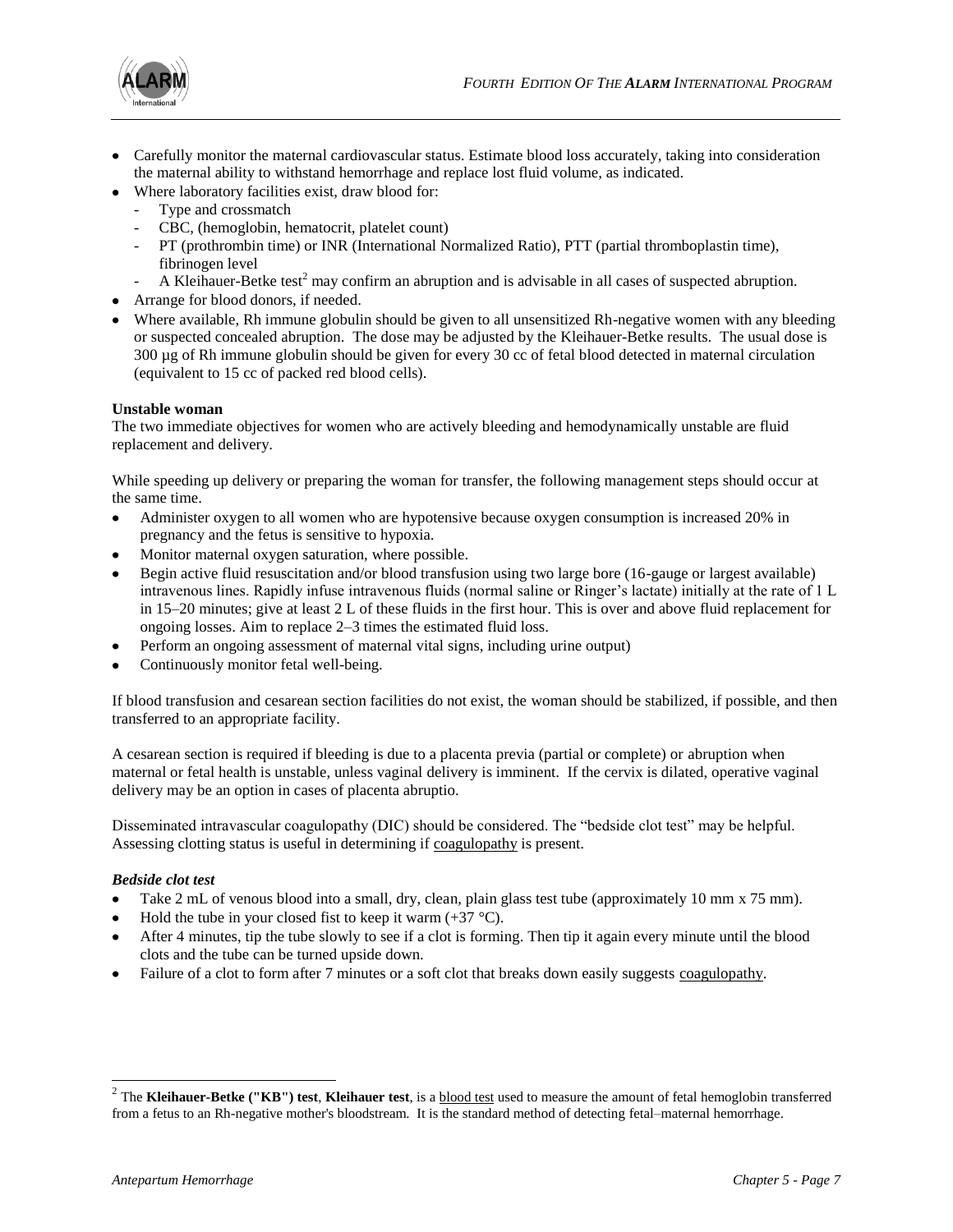- Carefully monitor the maternal cardiovascular status. Estimate blood loss accurately, taking into consideration the maternal ability to withstand hemorrhage and replace lost fluid volume, as indicated.
- Where laboratory facilities exist, draw blood for:
  - Type and crossmatch
  - CBC, (hemoglobin, hematocrit, platelet count)
  - PT (prothrombin time) or INR (International Normalized Ratio), PTT (partial thromboplastin time), fibrinogen level
  - A Kleihauer-Betke test[2] may confirm an abruption and is advisable in all cases of suspected abruption.
- Arrange for blood donors, if needed.
- Where available, Rh immune globulin should be given to all unsensitized Rh-negative women with any bleeding or suspected concealed abruption. The dose may be adjusted by the Kleihauer-Betke results. The usual dose is 300 µg of Rh immune globulin should be given for every 30 cc of fetal blood detected in maternal circulation (equivalent to 15 cc of packed red blood cells).

**Unstable woman**

The two immediate objectives for women who are actively bleeding and hemodynamically unstable are fluid replacement and delivery.

While speeding up delivery or preparing the woman for transfer, the following management steps should occur at the same time.

- Administer oxygen to all women who are hypotensive because oxygen consumption is increased 20% in pregnancy and the fetus is sensitive to hypoxia.
- Monitor maternal oxygen saturation, where possible.
- Begin active fluid resuscitation and/or blood transfusion using two large bore (16-gauge or largest available) intravenous lines. Rapidly infuse intravenous fluids (normal saline or Ringer's lactate) initially at the rate of 1 L in 15–20 minutes; give at least 2 L of these fluids in the first hour. This is over and above fluid replacement for ongoing losses. Aim to replace 2–3 times the estimated fluid loss.
- Perform an ongoing assessment of maternal vital signs, including urine output)
- Continuously monitor fetal well-being.

If blood transfusion and cesarean section facilities do not exist, the woman should be stabilized, if possible, and then transferred to an appropriate facility.

A cesarean section is required if bleeding is due to a placenta previa (partial or complete) or abruption when maternal or fetal health is unstable, unless vaginal delivery is imminent. If the cervix is dilated, operative vaginal delivery may be an option in cases of placenta abruptio.

Disseminated intravascular coagulopathy (DIC) should be considered. The "bedside clot test" may be helpful. Assessing clotting status is useful in determining if coagulopathy is present.

***Bedside clot test***

- Take 2 mL of venous blood into a small, dry, clean, plain glass test tube (approximately 10 mm x 75 mm).
- Hold the tube in your closed fist to keep it warm (+37 °C).
- After 4 minutes, tip the tube slowly to see if a clot is forming. Then tip it again every minute until the blood clots and the tube can be turned upside down.
- Failure of a clot to form after 7 minutes or a soft clot that breaks down easily suggests coagulopathy.

---

[2] The **Kleihauer-Betke ("KB") test**, **Kleihauer test**, is a blood test used to measure the amount of fetal hemoglobin transferred from a fetus to an Rh-negative mother's bloodstream. It is the standard method of detecting fetal–maternal hemorrhage.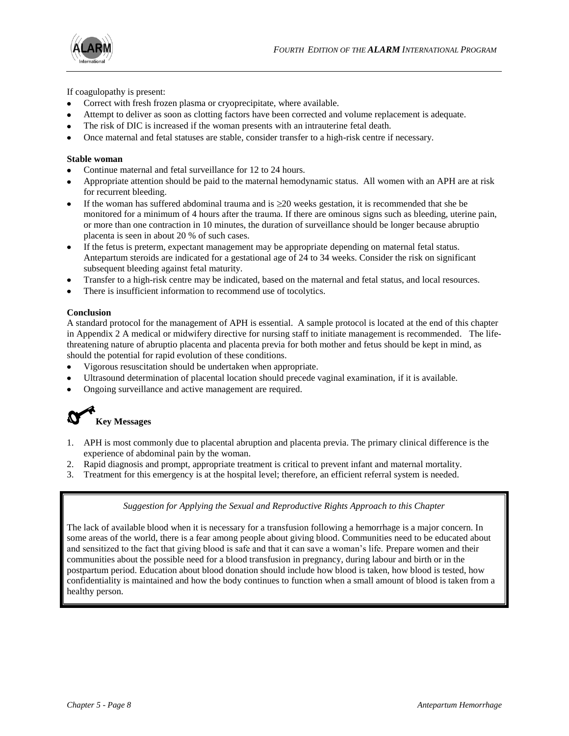If coagulopathy is present:

- Correct with fresh frozen plasma or cryoprecipitate, where available.
- Attempt to deliver as soon as clotting factors have been corrected and volume replacement is adequate.
- The risk of DIC is increased if the woman presents with an intrauterine fetal death.
- Once maternal and fetal statuses are stable, consider transfer to a high-risk centre if necessary.

**Stable woman**

- Continue maternal and fetal surveillance for 12 to 24 hours.
- Appropriate attention should be paid to the maternal hemodynamic status. All women with an APH are at risk for recurrent bleeding.
- If the woman has suffered abdominal trauma and is ≥20 weeks gestation, it is recommended that she be monitored for a minimum of 4 hours after the trauma. If there are ominous signs such as bleeding, uterine pain, or more than one contraction in 10 minutes, the duration of surveillance should be longer because abruptio placenta is seen in about 20 % of such cases.
- If the fetus is preterm, expectant management may be appropriate depending on maternal fetal status. Antepartum steroids are indicated for a gestational age of 24 to 34 weeks. Consider the risk on significant subsequent bleeding against fetal maturity.
- Transfer to a high-risk centre may be indicated, based on the maternal and fetal status, and local resources.
- There is insufficient information to recommend use of tocolytics.

**Conclusion**

A standard protocol for the management of APH is essential. A sample protocol is located at the end of this chapter in Appendix 2 A medical or midwifery directive for nursing staff to initiate management is recommended. The life-threatening nature of abruptio placenta and placenta previa for both mother and fetus should be kept in mind, as should the potential for rapid evolution of these conditions.

- Vigorous resuscitation should be undertaken when appropriate.
- Ultrasound determination of placental location should precede vaginal examination, if it is available.
- Ongoing surveillance and active management are required.

## Key Messages

1. APH is most commonly due to placental abruption and placenta previa. The primary clinical difference is the experience of abdominal pain by the woman.
2. Rapid diagnosis and prompt, appropriate treatment is critical to prevent infant and maternal mortality.
3. Treatment for this emergency is at the hospital level; therefore, an efficient referral system is needed.

*Suggestion for Applying the Sexual and Reproductive Rights Approach to this Chapter*

The lack of available blood when it is necessary for a transfusion following a hemorrhage is a major concern. In some areas of the world, there is a fear among people about giving blood. Communities need to be educated about and sensitized to the fact that giving blood is safe and that it can save a woman's life. Prepare women and their communities about the possible need for a blood transfusion in pregnancy, during labour and birth or in the postpartum period. Education about blood donation should include how blood is taken, how blood is tested, how confidentiality is maintained and how the body continues to function when a small amount of blood is taken from a healthy person.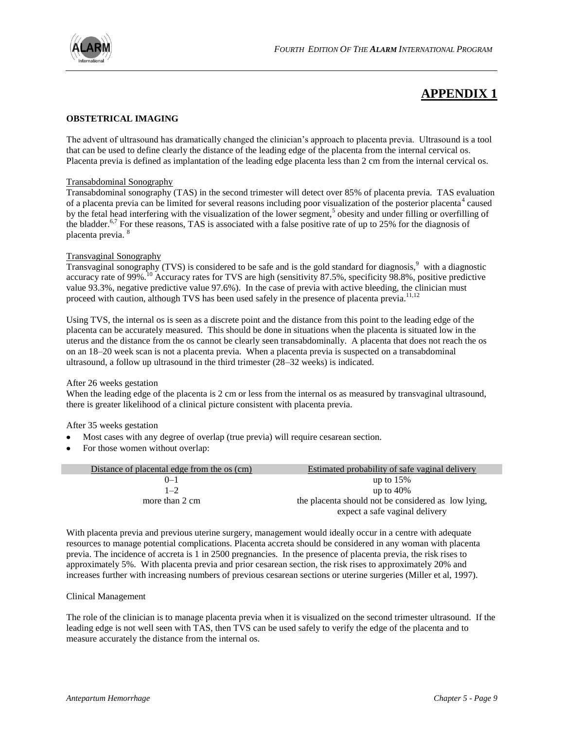# APPENDIX 1

**OBSTETRICAL IMAGING**

The advent of ultrasound has dramatically changed the clinician's approach to placenta previa. Ultrasound is a tool that can be used to define clearly the distance of the leading edge of the placenta from the internal cervical os. Placenta previa is defined as implantation of the leading edge placenta less than 2 cm from the internal cervical os.

Transabdominal Sonography

Transabdominal sonography (TAS) in the second trimester will detect over 85% of placenta previa. TAS evaluation of a placenta previa can be limited for several reasons including poor visualization of the posterior placenta[4] caused by the fetal head interfering with the visualization of the lower segment,[5] obesity and under filling or overfilling of the bladder.[6,7] For these reasons, TAS is associated with a false positive rate of up to 25% for the diagnosis of placenta previa. [8]

Transvaginal Sonography

Transvaginal sonography (TVS) is considered to be safe and is the gold standard for diagnosis,[9] with a diagnostic accuracy rate of 99%.[10] Accuracy rates for TVS are high (sensitivity 87.5%, specificity 98.8%, positive predictive value 93.3%, negative predictive value 97.6%). In the case of previa with active bleeding, the clinician must proceed with caution, although TVS has been used safely in the presence of placenta previa.[11,12]

Using TVS, the internal os is seen as a discrete point and the distance from this point to the leading edge of the placenta can be accurately measured. This should be done in situations when the placenta is situated low in the uterus and the distance from the os cannot be clearly seen transabdominally. A placenta that does not reach the os on an 18–20 week scan is not a placenta previa. When a placenta previa is suspected on a transabdominal ultrasound, a follow up ultrasound in the third trimester (28–32 weeks) is indicated.

After 26 weeks gestation

When the leading edge of the placenta is 2 cm or less from the internal os as measured by transvaginal ultrasound, there is greater likelihood of a clinical picture consistent with placenta previa.

After 35 weeks gestation

- Most cases with any degree of overlap (true previa) will require cesarean section.
- For those women without overlap:

| Distance of placental edge from the os (cm) | Estimated probability of safe vaginal delivery |
|---|---|
| 0–1 | up to 15% |
| 1–2 | up to 40% |
| more than 2 cm | the placenta should not be considered as low lying, expect a safe vaginal delivery |

With placenta previa and previous uterine surgery, management would ideally occur in a centre with adequate resources to manage potential complications. Placenta accreta should be considered in any woman with placenta previa. The incidence of accreta is 1 in 2500 pregnancies. In the presence of placenta previa, the risk rises to approximately 5%. With placenta previa and prior cesarean section, the risk rises to approximately 20% and increases further with increasing numbers of previous cesarean sections or uterine surgeries (Miller et al, 1997).

Clinical Management

The role of the clinician is to manage placenta previa when it is visualized on the second trimester ultrasound. If the leading edge is not well seen with TAS, then TVS can be used safely to verify the edge of the placenta and to measure accurately the distance from the internal os.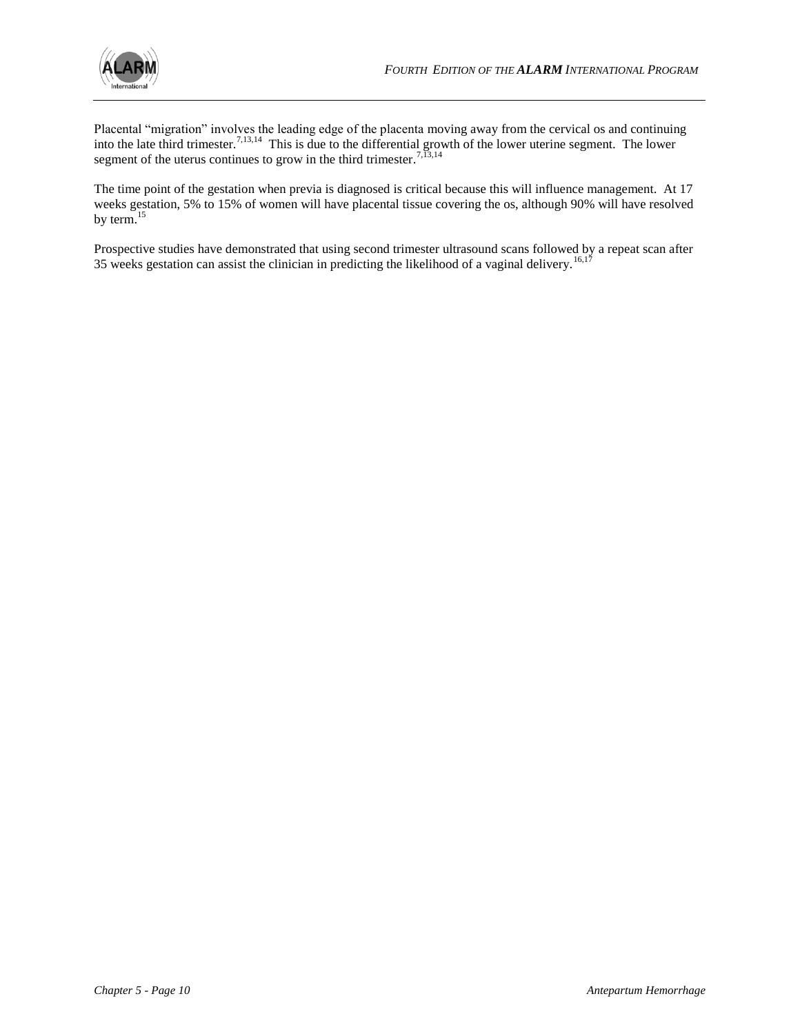Placental "migration" involves the leading edge of the placenta moving away from the cervical os and continuing into the late third trimester.[7,13,14] This is due to the differential growth of the lower uterine segment. The lower segment of the uterus continues to grow in the third trimester.[7,13,14]

The time point of the gestation when previa is diagnosed is critical because this will influence management. At 17 weeks gestation, 5% to 15% of women will have placental tissue covering the os, although 90% will have resolved by term.[15]

Prospective studies have demonstrated that using second trimester ultrasound scans followed by a repeat scan after 35 weeks gestation can assist the clinician in predicting the likelihood of a vaginal delivery.[16,17]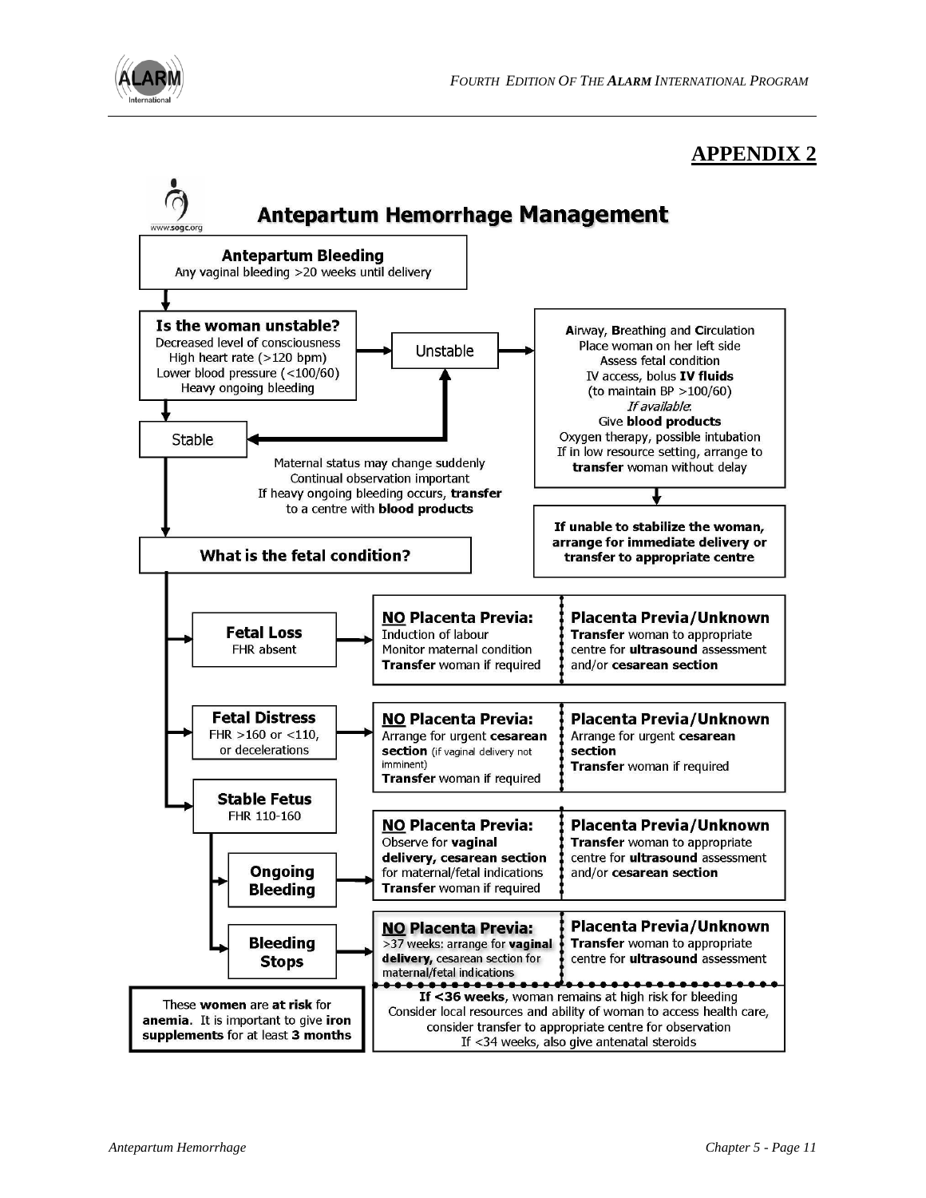## APPENDIX 2

# Antepartum Hemorrhage Management

www.sogc.org

**Antepartum Bleeding**
Any vaginal bleeding >20 weeks until delivery

**Is the woman unstable?**
Decreased level of consciousness
High heart rate (>120 bpm)
Lower blood pressure (<100/60)
Heavy ongoing bleeding

→ **Unstable** →

**A**irway, **B**reathing and **C**irculation
Place woman on her left side
Assess fetal condition
IV access, bolus **IV fluids**
(to maintain BP >100/60)
*If available:*
Give **blood products**
Oxygen therapy, possible intubation
If in low resource setting, arrange to **transfer** woman without delay

→ **If unable to stabilize the woman, arrange for immediate delivery or transfer to appropriate centre**

→ **Stable**

Maternal status may change suddenly
Continual observation important
If heavy ongoing bleeding occurs, **transfer** to a centre with **blood products**

**What is the fetal condition?**

| Fetal condition | NO Placenta Previa | Placenta Previa/Unknown |
|---|---|---|
| **Fetal Loss**<br>FHR absent | Induction of labour<br>Monitor maternal condition<br>**Transfer** woman if required | **Transfer** woman to appropriate centre for **ultrasound** assessment and/or **cesarean section** |
| **Fetal Distress**<br>FHR >160 or <110, or decelerations | Arrange for urgent **cesarean section** (if vaginal delivery not imminent)<br>**Transfer** woman if required | Arrange for urgent **cesarean section**<br>**Transfer** woman if required |
| **Stable Fetus** FHR 110-160 – **Ongoing Bleeding** | Observe for **vaginal delivery, cesarean section** for maternal/fetal indications<br>**Transfer** woman if required | **Transfer** woman to appropriate centre for **ultrasound** assessment and/or **cesarean section** |
| **Stable Fetus** FHR 110-160 – **Bleeding Stops** | >37 weeks: arrange for **vaginal delivery,** cesarean section for maternal/fetal indications | **Transfer** woman to appropriate centre for **ultrasound** assessment |

**If <36 weeks**, woman remains at high risk for bleeding
Consider local resources and ability of woman to access health care, consider transfer to appropriate centre for observation
If <34 weeks, also give antenatal steroids

These **women** are **at risk** for **anemia.** It is important to give **iron supplements** for at least **3 months**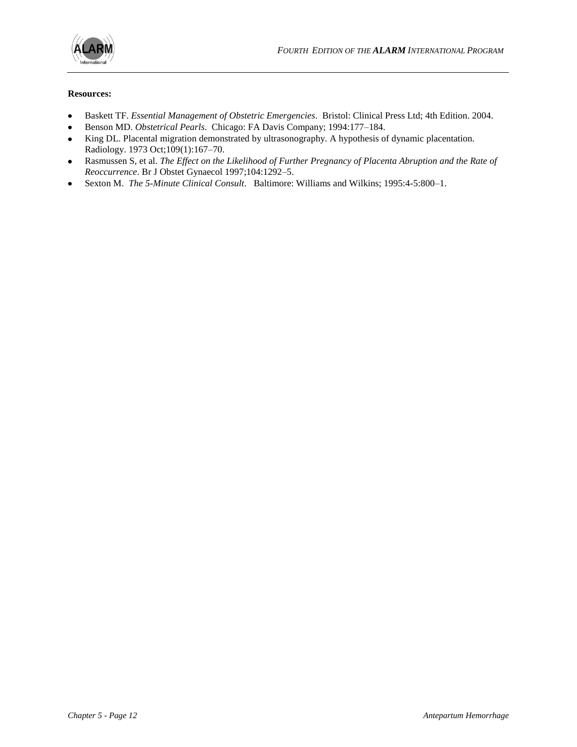**Resources:**

- Baskett TF. *Essential Management of Obstetric Emergencies*. Bristol: Clinical Press Ltd; 4th Edition. 2004.
- Benson MD. *Obstetrical Pearls*. Chicago: FA Davis Company; 1994:177–184.
- King DL. Placental migration demonstrated by ultrasonography. A hypothesis of dynamic placentation. Radiology. 1973 Oct;109(1):167–70.
- Rasmussen S, et al. *The Effect on the Likelihood of Further Pregnancy of Placenta Abruption and the Rate of Reoccurrence*. Br J Obstet Gynaecol 1997;104:1292–5.
- Sexton M. *The 5-Minute Clinical Consult*. Baltimore: Williams and Wilkins; 1995:4-5:800–1.